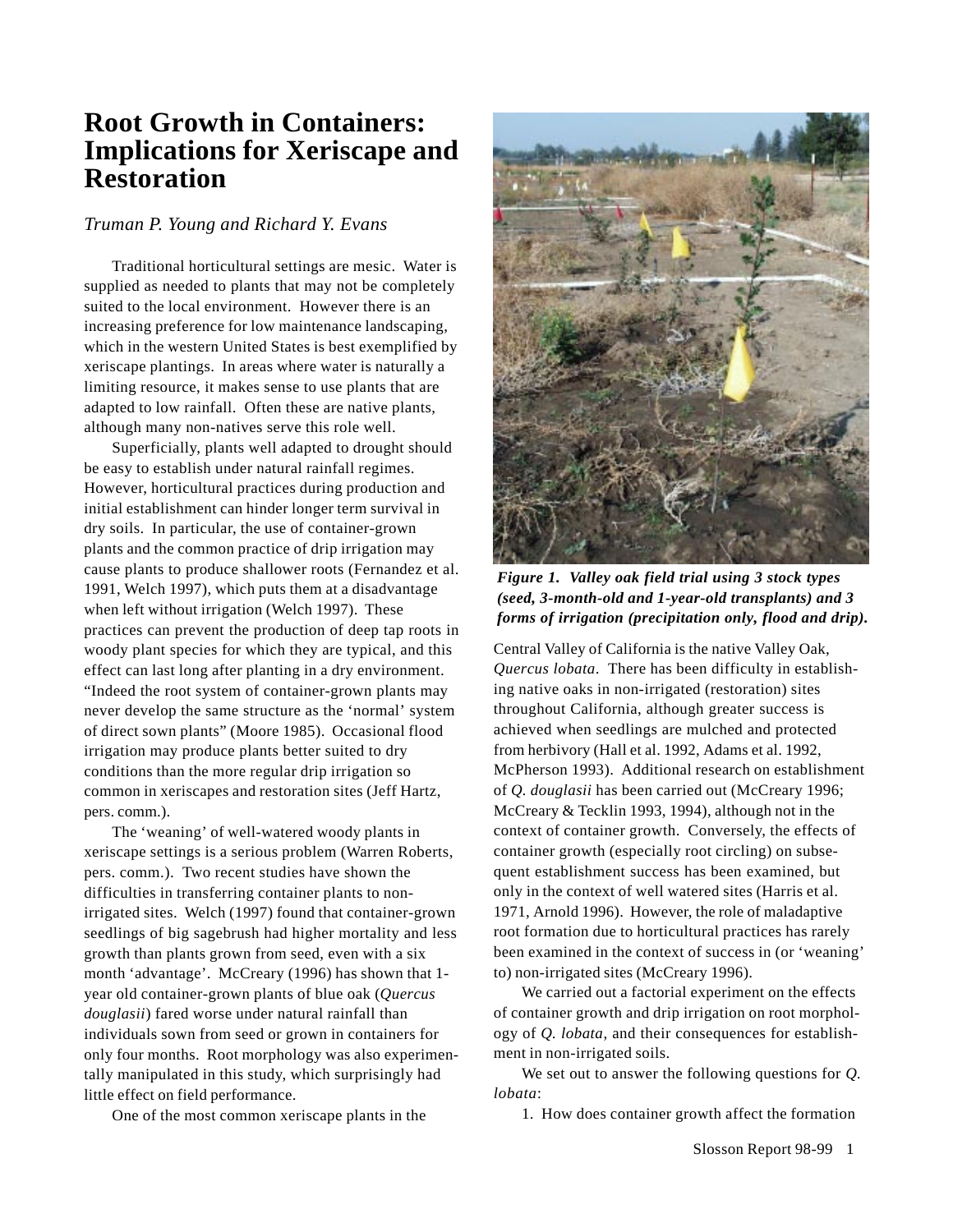# Root Growth in Containers: Implications for Xeriscape and Restoration

*Truman P. Young and Richard Y. Evans*

Traditional horticultural settings are mesic. Water is supplied as needed to plants that may not be completely suited to the local environment. However there is an increasing preference for low maintenance landscaping, which in the western United States is best exemplified by xeriscape plantings. In areas where water is naturally a limiting resource, it makes sense to use plants that are adapted to low rainfall. Often these are native plants, although many non-natives serve this role well.

Superficially, plants well adapted to drought should be easy to establish under natural rainfall regimes. However, horticultural practices during production and initial establishment can hinder longer term survival in dry soils. In particular, the use of container-grown plants and the common practice of drip irrigation may cause plants to produce shallower roots (Fernandez et al. 1991, Welch 1997), which puts them at a disadvantage when left without irrigation (Welch 1997). These practices can prevent the production of deep tap roots in woody plant species for which they are typical, and this effect can last long after planting in a dry environment. "Indeed the root system of container-grown plants may never develop the same structure as the 'normal' system of direct sown plants" (Moore 1985). Occasional flood irrigation may produce plants better suited to dry conditions than the more regular drip irrigation so common in xeriscapes and restoration sites (Jeff Hartz, pers. comm.).

The 'weaning' of well-watered woody plants in xeriscape settings is a serious problem (Warren Roberts, pers. comm.). Two recent studies have shown the difficulties in transferring container plants to non-irrigated sites. Welch (1997) found that container-grown seedlings of big sagebrush had higher mortality and less growth than plants grown from seed, even with a six month 'advantage'. McCreary (1996) has shown that 1-year old container-grown plants of blue oak (*Quercus douglasii*) fared worse under natural rainfall than individuals sown from seed or grown in containers for only four months. Root morphology was also experimentally manipulated in this study, which surprisingly had little effect on field performance.

One of the most common xeriscape plants in the Central Valley of California is the native Valley Oak, *Quercus lobata*. There has been difficulty in establishing native oaks in non-irrigated (restoration) sites throughout California, although greater success is achieved when seedlings are mulched and protected from herbivory (Hall et al. 1992, Adams et al. 1992, McPherson 1993). Additional research on establishment of *Q. douglasii* has been carried out (McCreary 1996; McCreary & Tecklin 1993, 1994), although not in the context of container growth. Conversely, the effects of container growth (especially root circling) on subsequent establishment success has been examined, but only in the context of well watered sites (Harris et al. 1971, Arnold 1996). However, the role of maladaptive root formation due to horticultural practices has rarely been examined in the context of success in (or 'weaning' to) non-irrigated sites (McCreary 1996).

***Figure 1. Valley oak field trial using 3 stock types (seed, 3-month-old and 1-year-old transplants) and 3 forms of irrigation (precipitation only, flood and drip).***

We carried out a factorial experiment on the effects of container growth and drip irrigation on root morphology of *Q. lobata*, and their consequences for establishment in non-irrigated soils.

We set out to answer the following questions for *Q. lobata*:

1. How does container growth affect the formation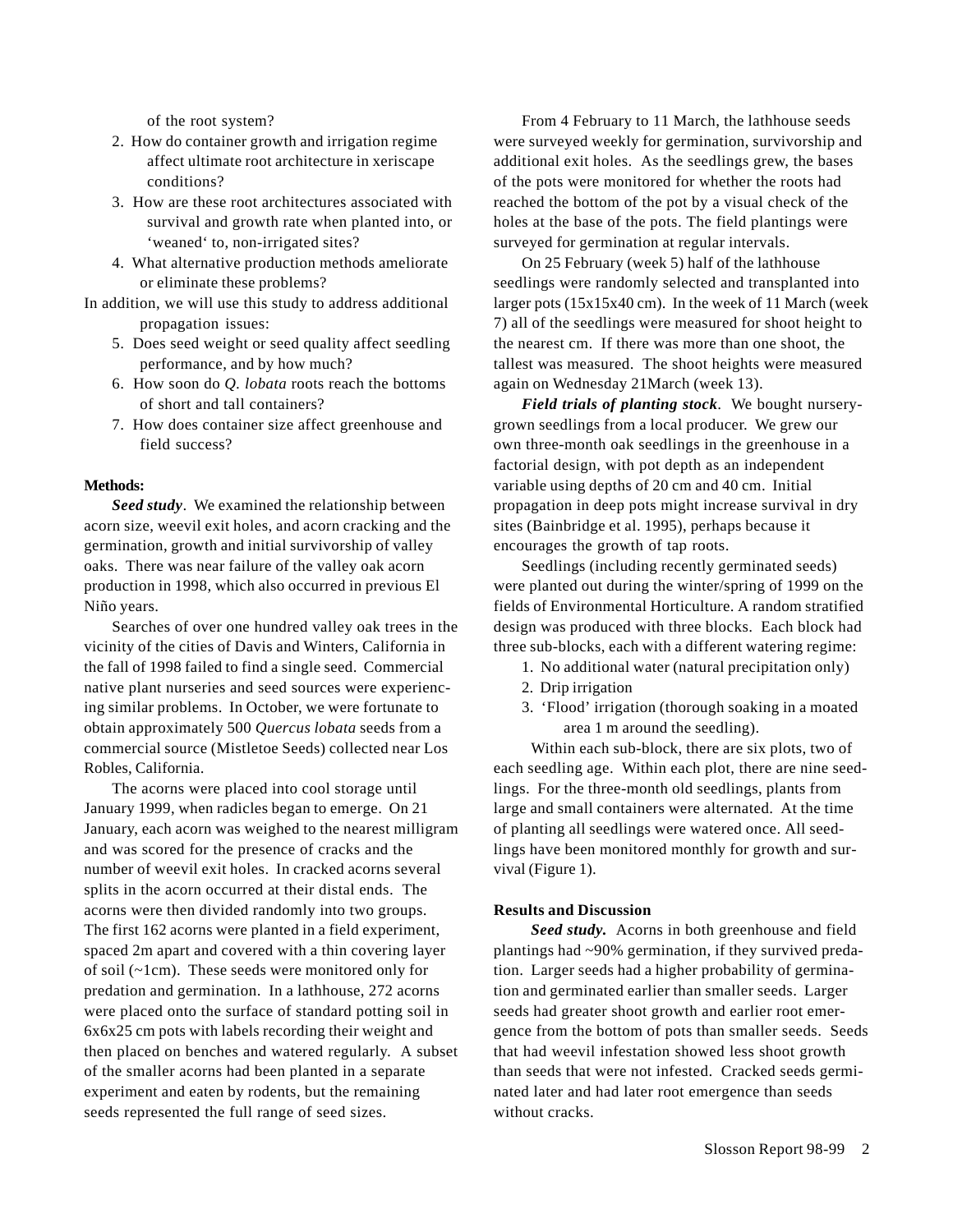of the root system?

2. How do container growth and irrigation regime affect ultimate root architecture in xeriscape conditions?
3. How are these root architectures associated with survival and growth rate when planted into, or 'weaned' to, non-irrigated sites?
4. What alternative production methods ameliorate or eliminate these problems?

In addition, we will use this study to address additional propagation issues:

5. Does seed weight or seed quality affect seedling performance, and by how much?
6. How soon do *Q. lobata* roots reach the bottoms of short and tall containers?
7. How does container size affect greenhouse and field success?

**Methods:**

***Seed study***. We examined the relationship between acorn size, weevil exit holes, and acorn cracking and the germination, growth and initial survivorship of valley oaks. There was near failure of the valley oak acorn production in 1998, which also occurred in previous El Niño years.

Searches of over one hundred valley oak trees in the vicinity of the cities of Davis and Winters, California in the fall of 1998 failed to find a single seed. Commercial native plant nurseries and seed sources were experiencing similar problems. In October, we were fortunate to obtain approximately 500 *Quercus lobata* seeds from a commercial source (Mistletoe Seeds) collected near Los Robles, California.

The acorns were placed into cool storage until January 1999, when radicles began to emerge. On 21 January, each acorn was weighed to the nearest milligram and was scored for the presence of cracks and the number of weevil exit holes. In cracked acorns several splits in the acorn occurred at their distal ends. The acorns were then divided randomly into two groups. The first 162 acorns were planted in a field experiment, spaced 2m apart and covered with a thin covering layer of soil (~1cm). These seeds were monitored only for predation and germination. In a lathhouse, 272 acorns were placed onto the surface of standard potting soil in 6x6x25 cm pots with labels recording their weight and then placed on benches and watered regularly. A subset of the smaller acorns had been planted in a separate experiment and eaten by rodents, but the remaining seeds represented the full range of seed sizes.

From 4 February to 11 March, the lathhouse seeds were surveyed weekly for germination, survivorship and additional exit holes. As the seedlings grew, the bases of the pots were monitored for whether the roots had reached the bottom of the pot by a visual check of the holes at the base of the pots. The field plantings were surveyed for germination at regular intervals.

On 25 February (week 5) half of the lathhouse seedlings were randomly selected and transplanted into larger pots (15x15x40 cm). In the week of 11 March (week 7) all of the seedlings were measured for shoot height to the nearest cm. If there was more than one shoot, the tallest was measured. The shoot heights were measured again on Wednesday 21March (week 13).

***Field trials of planting stock***. We bought nursery-grown seedlings from a local producer. We grew our own three-month oak seedlings in the greenhouse in a factorial design, with pot depth as an independent variable using depths of 20 cm and 40 cm. Initial propagation in deep pots might increase survival in dry sites (Bainbridge et al. 1995), perhaps because it encourages the growth of tap roots.

Seedlings (including recently germinated seeds) were planted out during the winter/spring of 1999 on the fields of Environmental Horticulture. A random stratified design was produced with three blocks. Each block had three sub-blocks, each with a different watering regime:

1. No additional water (natural precipitation only)
2. Drip irrigation
3. 'Flood' irrigation (thorough soaking in a moated area 1 m around the seedling).

Within each sub-block, there are six plots, two of each seedling age. Within each plot, there are nine seedlings. For the three-month old seedlings, plants from large and small containers were alternated. At the time of planting all seedlings were watered once. All seedlings have been monitored monthly for growth and survival (Figure 1).

**Results and Discussion**

***Seed study.*** Acorns in both greenhouse and field plantings had ~90% germination, if they survived predation. Larger seeds had a higher probability of germination and germinated earlier than smaller seeds. Larger seeds had greater shoot growth and earlier root emergence from the bottom of pots than smaller seeds. Seeds that had weevil infestation showed less shoot growth than seeds that were not infested. Cracked seeds germinated later and had later root emergence than seeds without cracks.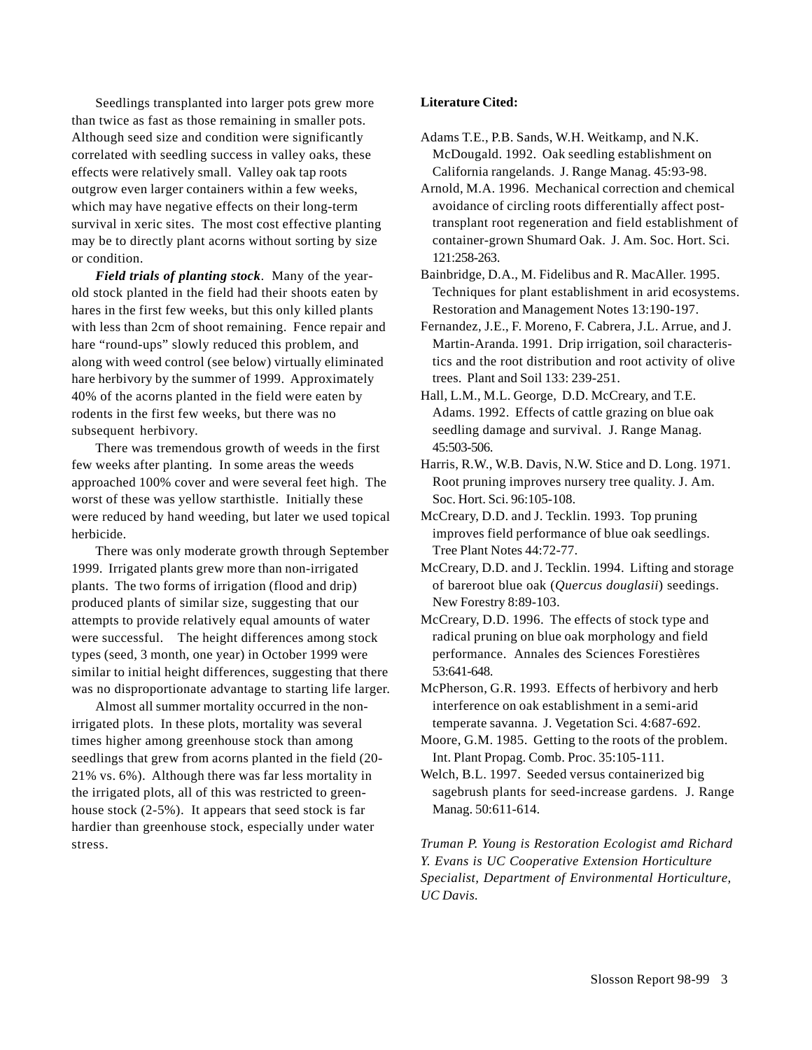Seedlings transplanted into larger pots grew more than twice as fast as those remaining in smaller pots. Although seed size and condition were significantly correlated with seedling success in valley oaks, these effects were relatively small. Valley oak tap roots outgrow even larger containers within a few weeks, which may have negative effects on their long-term survival in xeric sites. The most cost effective planting may be to directly plant acorns without sorting by size or condition.

***Field trials of planting stock***. Many of the year-old stock planted in the field had their shoots eaten by hares in the first few weeks, but this only killed plants with less than 2cm of shoot remaining. Fence repair and hare "round-ups" slowly reduced this problem, and along with weed control (see below) virtually eliminated hare herbivory by the summer of 1999. Approximately 40% of the acorns planted in the field were eaten by rodents in the first few weeks, but there was no subsequent herbivory.

There was tremendous growth of weeds in the first few weeks after planting. In some areas the weeds approached 100% cover and were several feet high. The worst of these was yellow starthistle. Initially these were reduced by hand weeding, but later we used topical herbicide.

There was only moderate growth through September 1999. Irrigated plants grew more than non-irrigated plants. The two forms of irrigation (flood and drip) produced plants of similar size, suggesting that our attempts to provide relatively equal amounts of water were successful. The height differences among stock types (seed, 3 month, one year) in October 1999 were similar to initial height differences, suggesting that there was no disproportionate advantage to starting life larger.

Almost all summer mortality occurred in the non-irrigated plots. In these plots, mortality was several times higher among greenhouse stock than among seedlings that grew from acorns planted in the field (20-21% vs. 6%). Although there was far less mortality in the irrigated plots, all of this was restricted to greenhouse stock (2-5%). It appears that seed stock is far hardier than greenhouse stock, especially under water stress.

**Literature Cited:**

Adams T.E., P.B. Sands, W.H. Weitkamp, and N.K. McDougald. 1992. Oak seedling establishment on California rangelands. J. Range Manag. 45:93-98.

Arnold, M.A. 1996. Mechanical correction and chemical avoidance of circling roots differentially affect post-transplant root regeneration and field establishment of container-grown Shumard Oak. J. Am. Soc. Hort. Sci. 121:258-263.

Bainbridge, D.A., M. Fidelibus and R. MacAller. 1995. Techniques for plant establishment in arid ecosystems. Restoration and Management Notes 13:190-197.

Fernandez, J.E., F. Moreno, F. Cabrera, J.L. Arrue, and J. Martin-Aranda. 1991. Drip irrigation, soil characteristics and the root distribution and root activity of olive trees. Plant and Soil 133: 239-251.

Hall, L.M., M.L. George, D.D. McCreary, and T.E. Adams. 1992. Effects of cattle grazing on blue oak seedling damage and survival. J. Range Manag. 45:503-506.

Harris, R.W., W.B. Davis, N.W. Stice and D. Long. 1971. Root pruning improves nursery tree quality. J. Am. Soc. Hort. Sci. 96:105-108.

McCreary, D.D. and J. Tecklin. 1993. Top pruning improves field performance of blue oak seedlings. Tree Plant Notes 44:72-77.

McCreary, D.D. and J. Tecklin. 1994. Lifting and storage of bareroot blue oak (*Quercus douglasii*) seedings. New Forestry 8:89-103.

McCreary, D.D. 1996. The effects of stock type and radical pruning on blue oak morphology and field performance. Annales des Sciences Forestières 53:641-648.

McPherson, G.R. 1993. Effects of herbivory and herb interference on oak establishment in a semi-arid temperate savanna. J. Vegetation Sci. 4:687-692.

Moore, G.M. 1985. Getting to the roots of the problem. Int. Plant Propag. Comb. Proc. 35:105-111.

Welch, B.L. 1997. Seeded versus containerized big sagebrush plants for seed-increase gardens. J. Range Manag. 50:611-614.

*Truman P. Young is Restoration Ecologist amd Richard Y. Evans is UC Cooperative Extension Horticulture Specialist, Department of Environmental Horticulture, UC Davis.*